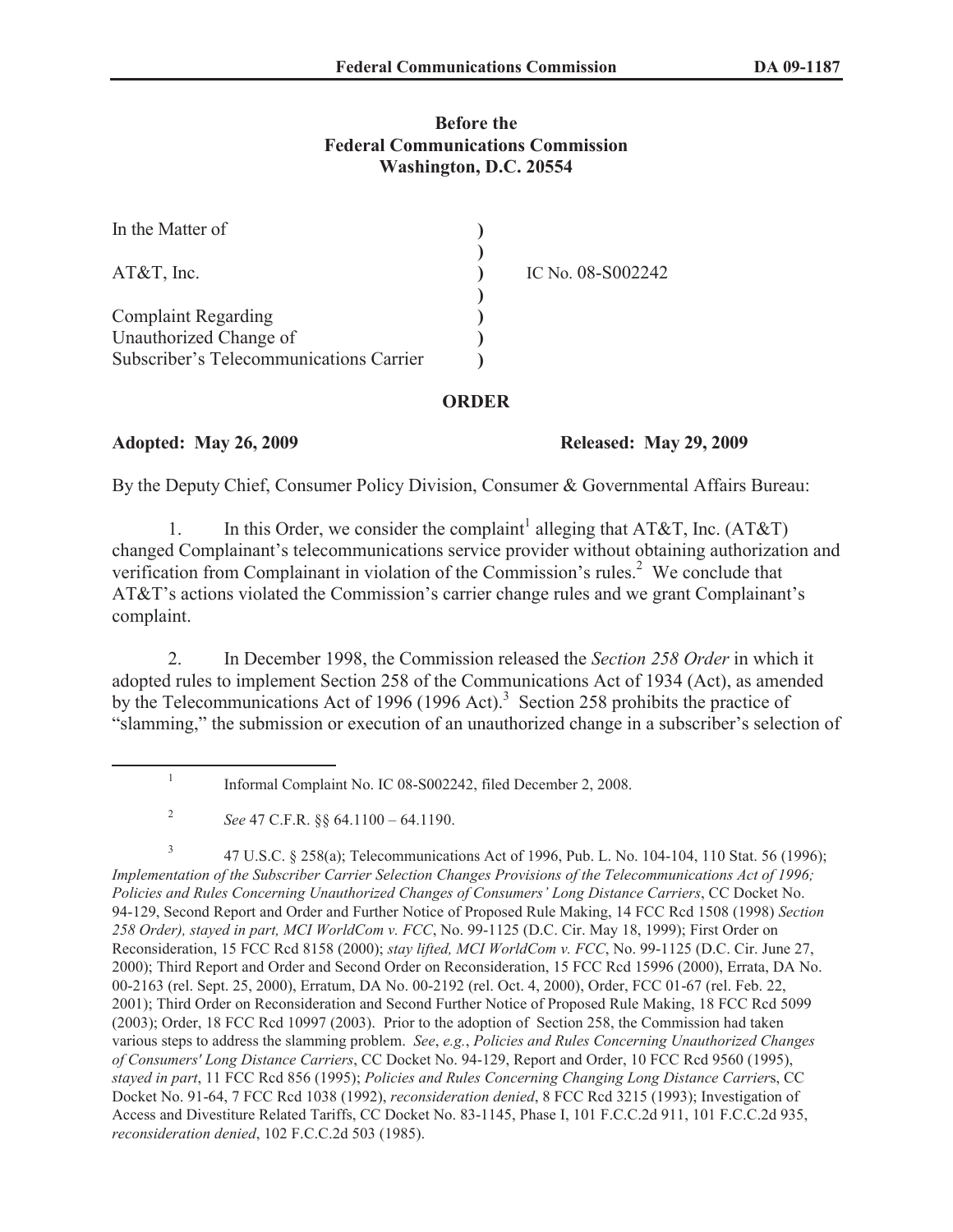**Before the**
**Federal Communications Commission**
**Washington, D.C. 20554**

| | | |
|---|---|---|
| In the Matter of | ) | |
| | ) | |
| AT&T, Inc. | ) | IC No. 08-S002242 |
| | ) | |
| Complaint Regarding | ) | |
| Unauthorized Change of | ) | |
| Subscriber's Telecommunications Carrier | ) | |

**ORDER**

**Adopted: May 26, 2009** **Released: May 29, 2009**

By the Deputy Chief, Consumer Policy Division, Consumer & Governmental Affairs Bureau:

1. In this Order, we consider the complaint[1] alleging that AT&T, Inc. (AT&T) changed Complainant's telecommunications service provider without obtaining authorization and verification from Complainant in violation of the Commission's rules.[2] We conclude that AT&T's actions violated the Commission's carrier change rules and we grant Complainant's complaint.

2. In December 1998, the Commission released the *Section 258 Order* in which it adopted rules to implement Section 258 of the Communications Act of 1934 (Act), as amended by the Telecommunications Act of 1996 (1996 Act).[3] Section 258 prohibits the practice of "slamming," the submission or execution of an unauthorized change in a subscriber's selection of

---

[1] Informal Complaint No. IC 08-S002242, filed December 2, 2008.

[2] *See* 47 C.F.R. §§ 64.1100 – 64.1190.

[3] 47 U.S.C. § 258(a); Telecommunications Act of 1996, Pub. L. No. 104-104, 110 Stat. 56 (1996); *Implementation of the Subscriber Carrier Selection Changes Provisions of the Telecommunications Act of 1996; Policies and Rules Concerning Unauthorized Changes of Consumers' Long Distance Carriers*, CC Docket No. 94-129, Second Report and Order and Further Notice of Proposed Rule Making, 14 FCC Rcd 1508 (1998) *Section 258 Order), stayed in part, MCI WorldCom v. FCC*, No. 99-1125 (D.C. Cir. May 18, 1999); First Order on Reconsideration, 15 FCC Rcd 8158 (2000); *stay lifted, MCI WorldCom v. FCC*, No. 99-1125 (D.C. Cir. June 27, 2000); Third Report and Order and Second Order on Reconsideration, 15 FCC Rcd 15996 (2000), Errata, DA No. 00-2163 (rel. Sept. 25, 2000), Erratum, DA No. 00-2192 (rel. Oct. 4, 2000), Order, FCC 01-67 (rel. Feb. 22, 2001); Third Order on Reconsideration and Second Further Notice of Proposed Rule Making, 18 FCC Rcd 5099 (2003); Order, 18 FCC Rcd 10997 (2003). Prior to the adoption of Section 258, the Commission had taken various steps to address the slamming problem. *See*, *e.g.*, *Policies and Rules Concerning Unauthorized Changes of Consumers' Long Distance Carriers*, CC Docket No. 94-129, Report and Order, 10 FCC Rcd 9560 (1995), *stayed in part*, 11 FCC Rcd 856 (1995); *Policies and Rules Concerning Changing Long Distance Carrier*s, CC Docket No. 91-64, 7 FCC Rcd 1038 (1992), *reconsideration denied*, 8 FCC Rcd 3215 (1993); Investigation of Access and Divestiture Related Tariffs, CC Docket No. 83-1145, Phase I, 101 F.C.C.2d 911, 101 F.C.C.2d 935, *reconsideration denied*, 102 F.C.C.2d 503 (1985).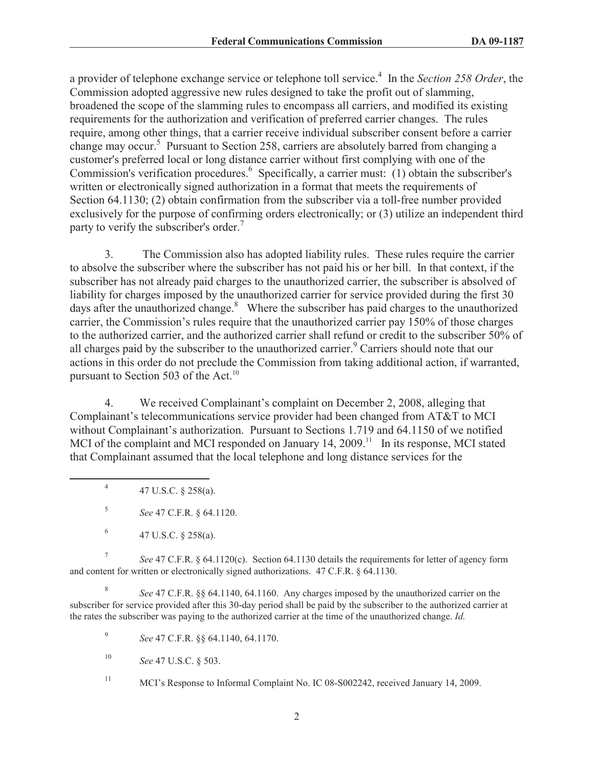a provider of telephone exchange service or telephone toll service.[4] In the *Section 258 Order*, the Commission adopted aggressive new rules designed to take the profit out of slamming, broadened the scope of the slamming rules to encompass all carriers, and modified its existing requirements for the authorization and verification of preferred carrier changes. The rules require, among other things, that a carrier receive individual subscriber consent before a carrier change may occur.[5] Pursuant to Section 258, carriers are absolutely barred from changing a customer's preferred local or long distance carrier without first complying with one of the Commission's verification procedures.[6] Specifically, a carrier must: (1) obtain the subscriber's written or electronically signed authorization in a format that meets the requirements of Section 64.1130; (2) obtain confirmation from the subscriber via a toll-free number provided exclusively for the purpose of confirming orders electronically; or (3) utilize an independent third party to verify the subscriber's order.[7]

3. The Commission also has adopted liability rules. These rules require the carrier to absolve the subscriber where the subscriber has not paid his or her bill. In that context, if the subscriber has not already paid charges to the unauthorized carrier, the subscriber is absolved of liability for charges imposed by the unauthorized carrier for service provided during the first 30 days after the unauthorized change.[8] Where the subscriber has paid charges to the unauthorized carrier, the Commission's rules require that the unauthorized carrier pay 150% of those charges to the authorized carrier, and the authorized carrier shall refund or credit to the subscriber 50% of all charges paid by the subscriber to the unauthorized carrier.[9] Carriers should note that our actions in this order do not preclude the Commission from taking additional action, if warranted, pursuant to Section 503 of the Act.[10]

4. We received Complainant's complaint on December 2, 2008, alleging that Complainant's telecommunications service provider had been changed from AT&T to MCI without Complainant's authorization. Pursuant to Sections 1.719 and 64.1150 of we notified MCI of the complaint and MCI responded on January 14, 2009.[11] In its response, MCI stated that Complainant assumed that the local telephone and long distance services for the

---

[4] 47 U.S.C. § 258(a).

[5] *See* 47 C.F.R. § 64.1120.

[6] 47 U.S.C. § 258(a).

[7] *See* 47 C.F.R. § 64.1120(c). Section 64.1130 details the requirements for letter of agency form and content for written or electronically signed authorizations. 47 C.F.R. § 64.1130.

[8] *See* 47 C.F.R. §§ 64.1140, 64.1160. Any charges imposed by the unauthorized carrier on the subscriber for service provided after this 30-day period shall be paid by the subscriber to the authorized carrier at the rates the subscriber was paying to the authorized carrier at the time of the unauthorized change. *Id.*

[9] *See* 47 C.F.R. §§ 64.1140, 64.1170.

[10] *See* 47 U.S.C. § 503.

[11] MCI's Response to Informal Complaint No. IC 08-S002242, received January 14, 2009.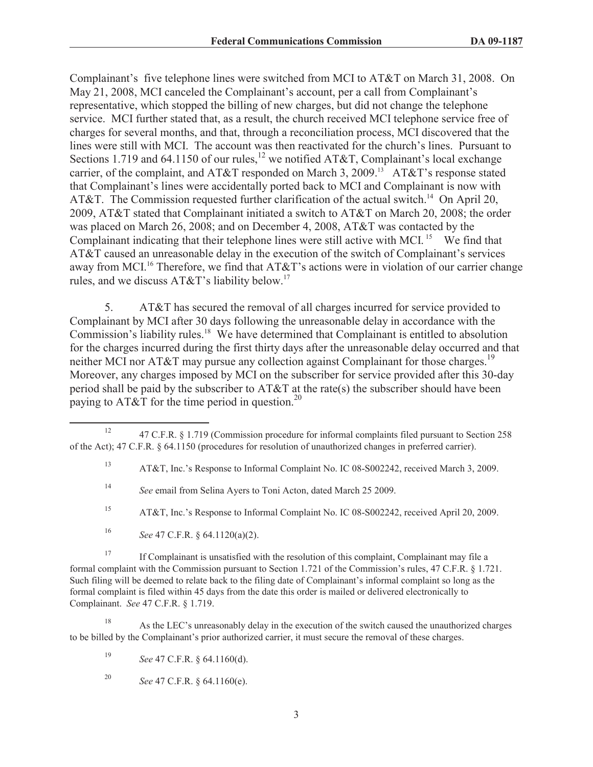Complainant's five telephone lines were switched from MCI to AT&T on March 31, 2008. On May 21, 2008, MCI canceled the Complainant's account, per a call from Complainant's representative, which stopped the billing of new charges, but did not change the telephone service. MCI further stated that, as a result, the church received MCI telephone service free of charges for several months, and that, through a reconciliation process, MCI discovered that the lines were still with MCI. The account was then reactivated for the church's lines. Pursuant to Sections 1.719 and 64.1150 of our rules,[12] we notified AT&T, Complainant's local exchange carrier, of the complaint, and AT&T responded on March 3, 2009.[13] AT&T's response stated that Complainant's lines were accidentally ported back to MCI and Complainant is now with AT&T. The Commission requested further clarification of the actual switch.[14] On April 20, 2009, AT&T stated that Complainant initiated a switch to AT&T on March 20, 2008; the order was placed on March 26, 2008; and on December 4, 2008, AT&T was contacted by the Complainant indicating that their telephone lines were still active with MCI.[15] We find that AT&T caused an unreasonable delay in the execution of the switch of Complainant's services away from MCI.[16] Therefore, we find that AT&T's actions were in violation of our carrier change rules, and we discuss AT&T's liability below.[17]

5. AT&T has secured the removal of all charges incurred for service provided to Complainant by MCI after 30 days following the unreasonable delay in accordance with the Commission's liability rules.[18] We have determined that Complainant is entitled to absolution for the charges incurred during the first thirty days after the unreasonable delay occurred and that neither MCI nor AT&T may pursue any collection against Complainant for those charges.[19] Moreover, any charges imposed by MCI on the subscriber for service provided after this 30-day period shall be paid by the subscriber to AT&T at the rate(s) the subscriber should have been paying to AT&T for the time period in question.[20]

---

[12] 47 C.F.R. § 1.719 (Commission procedure for informal complaints filed pursuant to Section 258 of the Act); 47 C.F.R. § 64.1150 (procedures for resolution of unauthorized changes in preferred carrier).

[13] AT&T, Inc.'s Response to Informal Complaint No. IC 08-S002242, received March 3, 2009.

[14] *See* email from Selina Ayers to Toni Acton, dated March 25 2009.

[15] AT&T, Inc.'s Response to Informal Complaint No. IC 08-S002242, received April 20, 2009.

[16] *See* 47 C.F.R. § 64.1120(a)(2).

[17] If Complainant is unsatisfied with the resolution of this complaint, Complainant may file a formal complaint with the Commission pursuant to Section 1.721 of the Commission's rules, 47 C.F.R. § 1.721. Such filing will be deemed to relate back to the filing date of Complainant's informal complaint so long as the formal complaint is filed within 45 days from the date this order is mailed or delivered electronically to Complainant. *See* 47 C.F.R. § 1.719.

[18] As the LEC's unreasonably delay in the execution of the switch caused the unauthorized charges to be billed by the Complainant's prior authorized carrier, it must secure the removal of these charges.

[19] *See* 47 C.F.R. § 64.1160(d).

[20] *See* 47 C.F.R. § 64.1160(e).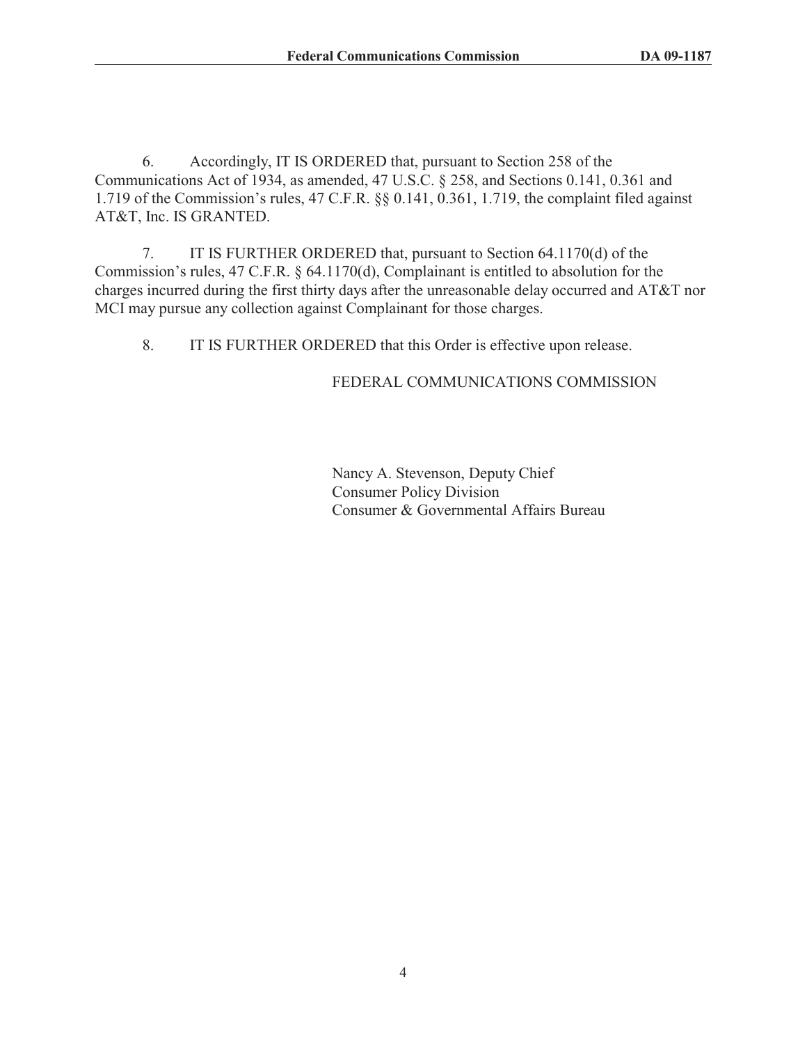6. Accordingly, IT IS ORDERED that, pursuant to Section 258 of the Communications Act of 1934, as amended, 47 U.S.C. § 258, and Sections 0.141, 0.361 and 1.719 of the Commission's rules, 47 C.F.R. §§ 0.141, 0.361, 1.719, the complaint filed against AT&T, Inc. IS GRANTED.

7. IT IS FURTHER ORDERED that, pursuant to Section 64.1170(d) of the Commission's rules, 47 C.F.R. § 64.1170(d), Complainant is entitled to absolution for the charges incurred during the first thirty days after the unreasonable delay occurred and AT&T nor MCI may pursue any collection against Complainant for those charges.

8. IT IS FURTHER ORDERED that this Order is effective upon release.

FEDERAL COMMUNICATIONS COMMISSION

Nancy A. Stevenson, Deputy Chief
Consumer Policy Division
Consumer & Governmental Affairs Bureau